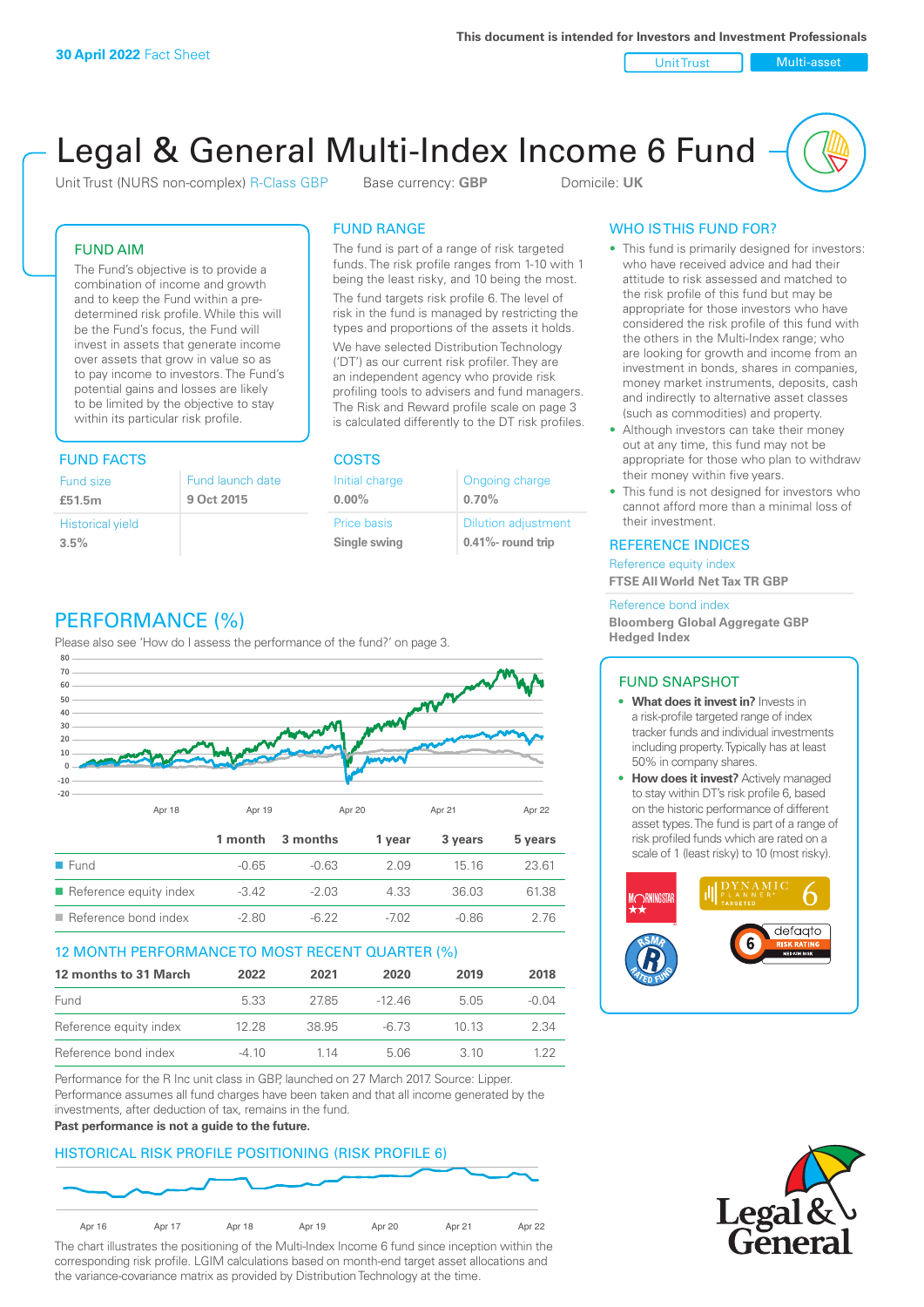**30 April 2022** Fact Sheet

This document is intended for Investors and Investment Professionals

Unit Trust | Multi-asset

# Legal & General Multi-Index Income 6 Fund

Unit Trust (NURS non-complex) R-Class GBP    Base currency: **GBP**    Domicile: **UK**

## FUND AIM

The Fund's objective is to provide a combination of income and growth and to keep the Fund within a pre-determined risk profile. While this will be the Fund's focus, the Fund will invest in assets that generate income over assets that grow in value so as to pay income to investors. The Fund's potential gains and losses are likely to be limited by the objective to stay within its particular risk profile.

## FUND RANGE

The fund is part of a range of risk targeted funds. The risk profile ranges from 1-10 with 1 being the least risky, and 10 being the most.

The fund targets risk profile 6. The level of risk in the fund is managed by restricting the types and proportions of the assets it holds.

We have selected Distribution Technology ('DT') as our current risk profiler. They are an independent agency who provide risk profiling tools to advisers and fund managers. The Risk and Reward profile scale on page 3 is calculated differently to the DT risk profiles.

## WHO IS THIS FUND FOR?

- This fund is primarily designed for investors: who have received advice and had their attitude to risk assessed and matched to the risk profile of this fund but may be appropriate for those investors who have considered the risk profile of this fund with the others in the Multi-Index range; who are looking for growth and income from an investment in bonds, shares in companies, money market instruments, deposits, cash and indirectly to alternative asset classes (such as commodities) and property.
- Although investors can take their money out at any time, this fund may not be appropriate for those who plan to withdraw their money within five years.
- This fund is not designed for investors who cannot afford more than a minimal loss of their investment.

## FUND FACTS

| Fund size | Fund launch date |
|---|---|
| **£51.5m** | **9 Oct 2015** |
| Historical yield | |
| **3.5%** | |

## COSTS

| Initial charge | Ongoing charge |
|---|---|
| **0.00%** | **0.70%** |
| Price basis | Dilution adjustment |
| **Single swing** | **0.41%- round trip** |

## REFERENCE INDICES

Reference equity index
**FTSE All World Net Tax TR GBP**

Reference bond index
**Bloomberg Global Aggregate GBP Hedged Index**

## PERFORMANCE (%)

Please also see 'How do I assess the performance of the fund?' on page 3.

| | 1 month | 3 months | 1 year | 3 years | 5 years |
|---|---|---|---|---|---|
| Fund | -0.65 | -0.63 | 2.09 | 15.16 | 23.61 |
| Reference equity index | -3.42 | -2.03 | 4.33 | 36.03 | 61.38 |
| Reference bond index | -2.80 | -6.22 | -7.02 | -0.86 | 2.76 |

## 12 MONTH PERFORMANCE TO MOST RECENT QUARTER (%)

| 12 months to 31 March | 2022 | 2021 | 2020 | 2019 | 2018 |
|---|---|---|---|---|---|
| Fund | 5.33 | 27.85 | -12.46 | 5.05 | -0.04 |
| Reference equity index | 12.28 | 38.95 | -6.73 | 10.13 | 2.34 |
| Reference bond index | -4.10 | 1.14 | 5.06 | 3.10 | 1.22 |

Performance for the R Inc unit class in GBP, launched on 27 March 2017. Source: Lipper. Performance assumes all fund charges have been taken and that all income generated by the investments, after deduction of tax, remains in the fund.

**Past performance is not a guide to the future.**

## FUND SNAPSHOT

- **What does it invest in?** Invests in a risk-profile targeted range of index tracker funds and individual investments including property. Typically has at least 50% in company shares.
- **How does it invest?** Actively managed to stay within DT's risk profile 6, based on the historic performance of different asset types. The fund is part of a range of risk profiled funds which are rated on a scale of 1 (least risky) to 10 (most risky).

## HISTORICAL RISK PROFILE POSITIONING (RISK PROFILE 6)

The chart illustrates the positioning of the Multi-Index Income 6 fund since inception within the corresponding risk profile. LGIM calculations based on month-end target asset allocations and the variance-covariance matrix as provided by Distribution Technology at the time.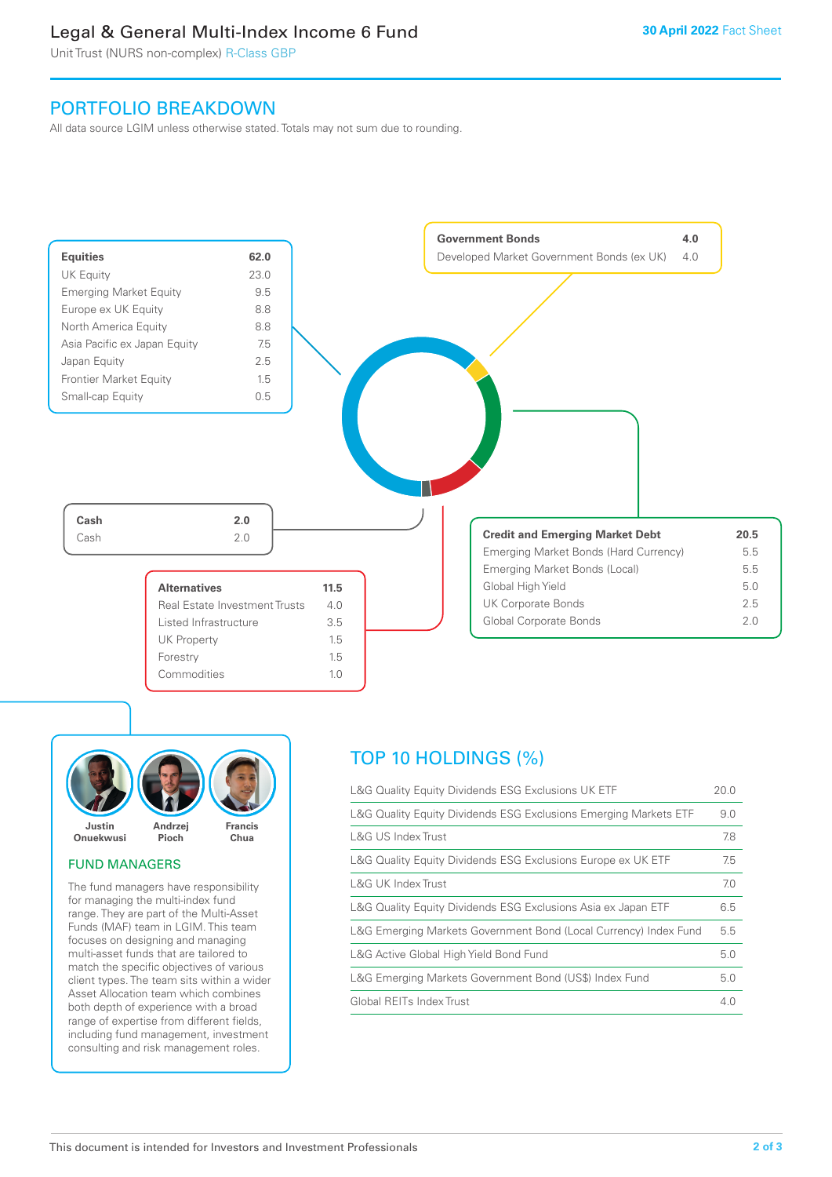# Legal & General Multi-Index Income 6 Fund

Unit Trust (NURS non-complex) R-Class GBP

**30 April 2022** Fact Sheet

## PORTFOLIO BREAKDOWN

All data source LGIM unless otherwise stated. Totals may not sum due to rounding.

| **Equities** | **62.0** |
|---|---|
| UK Equity | 23.0 |
| Emerging Market Equity | 9.5 |
| Europe ex UK Equity | 8.8 |
| North America Equity | 8.8 |
| Asia Pacific ex Japan Equity | 7.5 |
| Japan Equity | 2.5 |
| Frontier Market Equity | 1.5 |
| Small-cap Equity | 0.5 |

| **Government Bonds** | **4.0** |
|---|---|
| Developed Market Government Bonds (ex UK) | 4.0 |

| **Cash** | **2.0** |
|---|---|
| Cash | 2.0 |

| **Credit and Emerging Market Debt** | **20.5** |
|---|---|
| Emerging Market Bonds (Hard Currency) | 5.5 |
| Emerging Market Bonds (Local) | 5.5 |
| Global High Yield | 5.0 |
| UK Corporate Bonds | 2.5 |
| Global Corporate Bonds | 2.0 |

| **Alternatives** | **11.5** |
|---|---|
| Real Estate Investment Trusts | 4.0 |
| Listed Infrastructure | 3.5 |
| UK Property | 1.5 |
| Forestry | 1.5 |
| Commodities | 1.0 |

Justin Onuekwusi, Andrzej Pioch, Francis Chua

### FUND MANAGERS

The fund managers have responsibility for managing the multi-index fund range. They are part of the Multi-Asset Funds (MAF) team in LGIM. This team focuses on designing and managing multi-asset funds that are tailored to match the specific objectives of various client types. The team sits within a wider Asset Allocation team which combines both depth of experience with a broad range of expertise from different fields, including fund management, investment consulting and risk management roles.

## TOP 10 HOLDINGS (%)

| Holding | % |
|---|---|
| L&G Quality Equity Dividends ESG Exclusions UK ETF | 20.0 |
| L&G Quality Equity Dividends ESG Exclusions Emerging Markets ETF | 9.0 |
| L&G US Index Trust | 7.8 |
| L&G Quality Equity Dividends ESG Exclusions Europe ex UK ETF | 7.5 |
| L&G UK Index Trust | 7.0 |
| L&G Quality Equity Dividends ESG Exclusions Asia ex Japan ETF | 6.5 |
| L&G Emerging Markets Government Bond (Local Currency) Index Fund | 5.5 |
| L&G Active Global High Yield Bond Fund | 5.0 |
| L&G Emerging Markets Government Bond (US$) Index Fund | 5.0 |
| Global REITs Index Trust | 4.0 |

This document is intended for Investors and Investment Professionals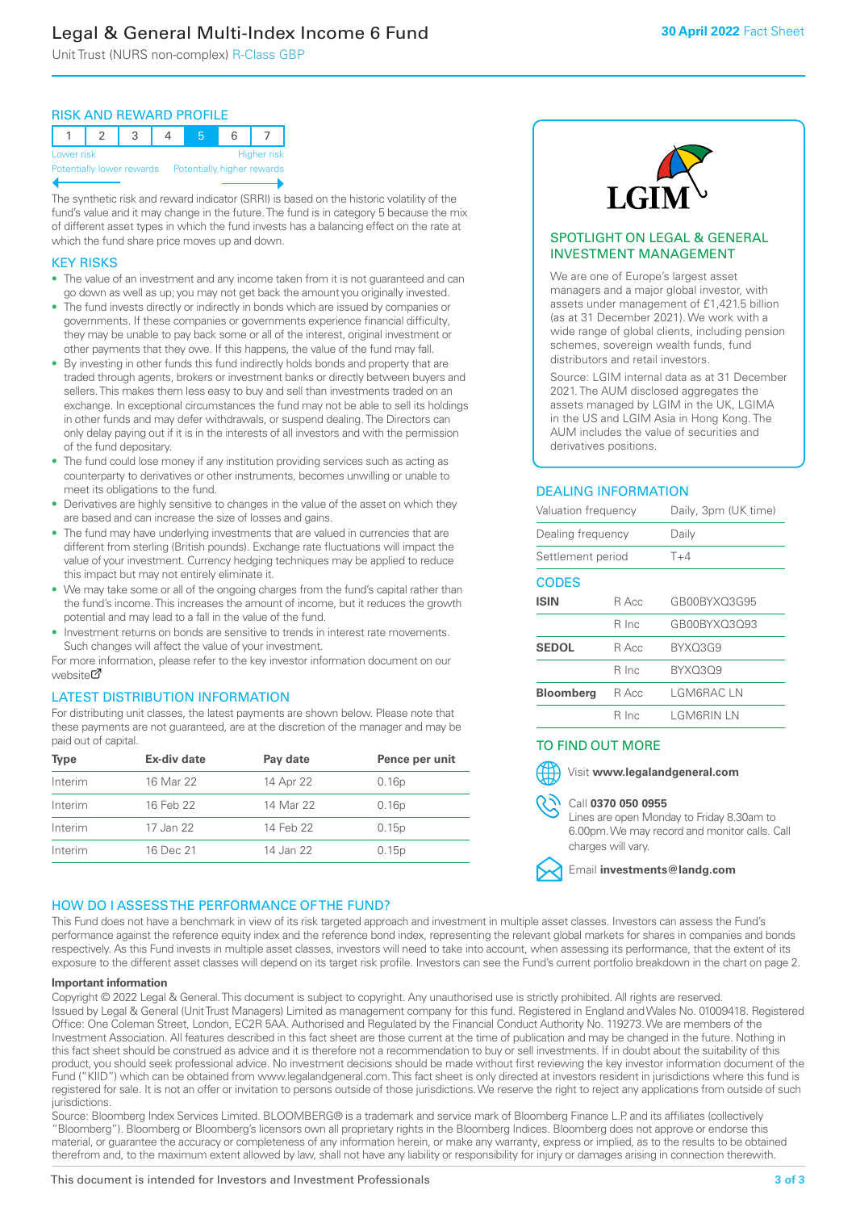# Legal & General Multi-Index Income 6 Fund

Unit Trust (NURS non-complex) R-Class GBP

**30 April 2022** Fact Sheet

## RISK AND REWARD PROFILE

| 1 | 2 | 3 | 4 | 5 | 6 | 7 |
|---|---|---|---|---|---|---|

Lower risk — Higher risk

Potentially lower rewards — Potentially higher rewards

The synthetic risk and reward indicator (SRRI) is based on the historic volatility of the fund's value and it may change in the future. The fund is in category 5 because the mix of different asset types in which the fund invests has a balancing effect on the rate at which the fund share price moves up and down.

## KEY RISKS

- The value of an investment and any income taken from it is not guaranteed and can go down as well as up; you may not get back the amount you originally invested.
- The fund invests directly or indirectly in bonds which are issued by companies or governments. If these companies or governments experience financial difficulty, they may be unable to pay back some or all of the interest, original investment or other payments that they owe. If this happens, the value of the fund may fall.
- By investing in other funds this fund indirectly holds bonds and property that are traded through agents, brokers or investment banks or directly between buyers and sellers. This makes them less easy to buy and sell than investments traded on an exchange. In exceptional circumstances the fund may not be able to sell its holdings in other funds and may defer withdrawals, or suspend dealing. The Directors can only delay paying out if it is in the interests of all investors and with the permission of the fund depositary.
- The fund could lose money if any institution providing services such as acting as counterparty to derivatives or other instruments, becomes unwilling or unable to meet its obligations to the fund.
- Derivatives are highly sensitive to changes in the value of the asset on which they are based and can increase the size of losses and gains.
- The fund may have underlying investments that are valued in currencies that are different from sterling (British pounds). Exchange rate fluctuations will impact the value of your investment. Currency hedging techniques may be applied to reduce this impact but may not entirely eliminate it.
- We may take some or all of the ongoing charges from the fund's capital rather than the fund's income. This increases the amount of income, but it reduces the growth potential and may lead to a fall in the value of the fund.
- Investment returns on bonds are sensitive to trends in interest rate movements. Such changes will affect the value of your investment.

For more information, please refer to the key investor information document on our website

## LATEST DISTRIBUTION INFORMATION

For distributing unit classes, the latest payments are shown below. Please note that these payments are not guaranteed, are at the discretion of the manager and may be paid out of capital.

| Type | Ex-div date | Pay date | Pence per unit |
|---|---|---|---|
| Interim | 16 Mar 22 | 14 Apr 22 | 0.16p |
| Interim | 16 Feb 22 | 14 Mar 22 | 0.16p |
| Interim | 17 Jan 22 | 14 Feb 22 | 0.15p |
| Interim | 16 Dec 21 | 14 Jan 22 | 0.15p |

## SPOTLIGHT ON LEGAL & GENERAL INVESTMENT MANAGEMENT

We are one of Europe's largest asset managers and a major global investor, with assets under management of £1,421.5 billion (as at 31 December 2021). We work with a wide range of global clients, including pension schemes, sovereign wealth funds, fund distributors and retail investors.

Source: LGIM internal data as at 31 December 2021. The AUM disclosed aggregates the assets managed by LGIM in the UK, LGIMA in the US and LGIM Asia in Hong Kong. The AUM includes the value of securities and derivatives positions.

## DEALING INFORMATION

| | |
|---|---|
| Valuation frequency | Daily, 3pm (UK time) |
| Dealing frequency | Daily |
| Settlement period | T+4 |

## CODES

| | | |
|---|---|---|
| **ISIN** | R Acc | GB00BYXQ3G95 |
| | R Inc | GB00BYXQ3Q93 |
| **SEDOL** | R Acc | BYXQ3G9 |
| | R Inc | BYXQ3Q9 |
| **Bloomberg** | R Acc | LGM6RAC LN |
| | R Inc | LGM6RIN LN |

## TO FIND OUT MORE

Visit **www.legalandgeneral.com**

Call **0370 050 0955**
Lines are open Monday to Friday 8.30am to 6.00pm. We may record and monitor calls. Call charges will vary.

Email **investments@landg.com**

## HOW DO I ASSESS THE PERFORMANCE OF THE FUND?

This Fund does not have a benchmark in view of its risk targeted approach and investment in multiple asset classes. Investors can assess the Fund's performance against the reference equity index and the reference bond index, representing the relevant global markets for shares in companies and bonds respectively. As this Fund invests in multiple asset classes, investors will need to take into account, when assessing its performance, that the extent of its exposure to the different asset classes will depend on its target risk profile. Investors can see the Fund's current portfolio breakdown in the chart on page 2.

**Important information**

Copyright © 2022 Legal & General. This document is subject to copyright. Any unauthorised use is strictly prohibited. All rights are reserved.
Issued by Legal & General (Unit Trust Managers) Limited as management company for this fund. Registered in England and Wales No. 01009418. Registered Office: One Coleman Street, London, EC2R 5AA. Authorised and Regulated by the Financial Conduct Authority No. 119273. We are members of the Investment Association. All features described in this fact sheet are those current at the time of publication and may be changed in the future. Nothing in this fact sheet should be construed as advice and it is therefore not a recommendation to buy or sell investments. If in doubt about the suitability of this product, you should seek professional advice. No investment decisions should be made without first reviewing the key investor information document of the Fund ("KIID") which can be obtained from www.legalandgeneral.com. This fact sheet is only directed at investors resident in jurisdictions where this fund is registered for sale. It is not an offer or invitation to persons outside of those jurisdictions. We reserve the right to reject any applications from outside of such jurisdictions.
Source: Bloomberg Index Services Limited. BLOOMBERG® is a trademark and service mark of Bloomberg Finance L.P. and its affiliates (collectively "Bloomberg"). Bloomberg or Bloomberg's licensors own all proprietary rights in the Bloomberg Indices. Bloomberg does not approve or endorse this material, or guarantee the accuracy or completeness of any information herein, or make any warranty, express or implied, as to the results to be obtained therefrom and, to the maximum extent allowed by law, shall not have any liability or responsibility for injury or damages arising in connection therewith.

This document is intended for Investors and Investment Professionals